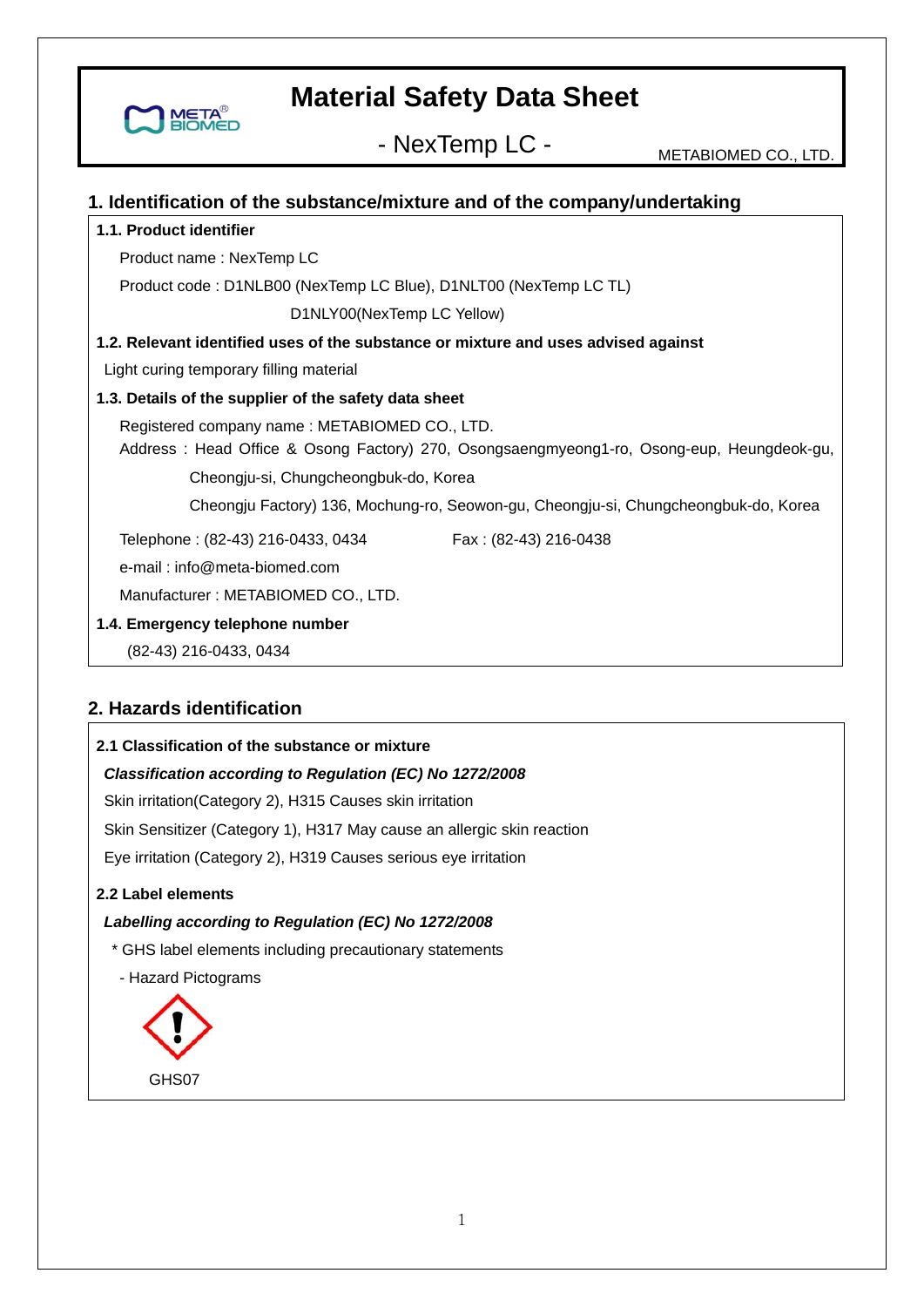# Material Safety Data Sheet

## - NexTemp LC -

METABIOMED CO., LTD.

## 1. Identification of the substance/mixture and of the company/undertaking

### 1.1. Product identifier

Product name : NexTemp LC

Product code : D1NLB00 (NexTemp LC Blue), D1NLT00 (NexTemp LC TL)

D1NLY00(NexTemp LC Yellow)

### 1.2. Relevant identified uses of the substance or mixture and uses advised against

Light curing temporary filling material

### 1.3. Details of the supplier of the safety data sheet

Registered company name : METABIOMED CO., LTD.

Address : Head Office & Osong Factory) 270, Osongsaengmyeong1-ro, Osong-eup, Heungdeok-gu, Cheongju-si, Chungcheongbuk-do, Korea

Cheongju Factory) 136, Mochung-ro, Seowon-gu, Cheongju-si, Chungcheongbuk-do, Korea

Telephone : (82-43) 216-0433, 0434　　　Fax : (82-43) 216-0438

e-mail : info@meta-biomed.com

Manufacturer : METABIOMED CO., LTD.

### 1.4. Emergency telephone number

(82-43) 216-0433, 0434

## 2. Hazards identification

### 2.1 Classification of the substance or mixture

***Classification according to Regulation (EC) No 1272/2008***

Skin irritation(Category 2), H315 Causes skin irritation

Skin Sensitizer (Category 1), H317 May cause an allergic skin reaction

Eye irritation (Category 2), H319 Causes serious eye irritation

### 2.2 Label elements

***Labelling according to Regulation (EC) No 1272/2008***

* GHS label elements including precautionary statements

- Hazard Pictograms

GHS07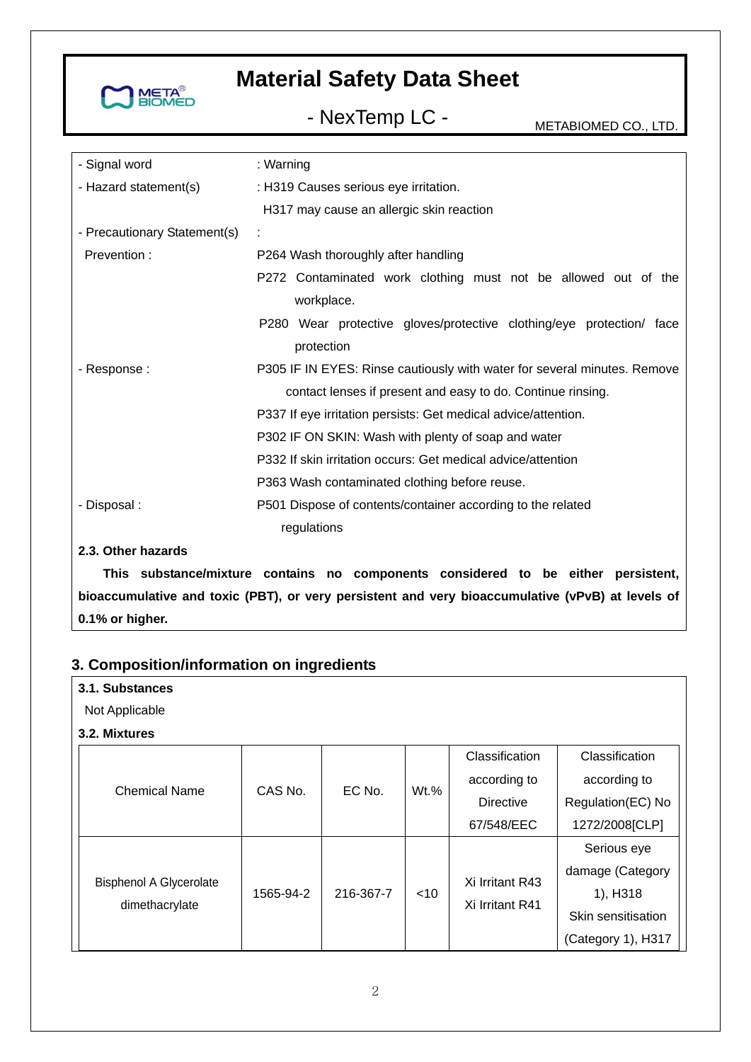- Signal word : Warning
- Hazard statement(s) : H319 Causes serious eye irritation.
  H317 may cause an allergic skin reaction
- Precautionary Statement(s) :
  Prevention :
  P264 Wash thoroughly after handling
  P272 Contaminated work clothing must not be allowed out of the workplace.
  P280 Wear protective gloves/protective clothing/eye protection/ face protection
- Response :
  P305 IF IN EYES: Rinse cautiously with water for several minutes. Remove contact lenses if present and easy to do. Continue rinsing.
  P337 If eye irritation persists: Get medical advice/attention.
  P302 IF ON SKIN: Wash with plenty of soap and water
  P332 If skin irritation occurs: Get medical advice/attention
  P363 Wash contaminated clothing before reuse.
- Disposal :
  P501 Dispose of contents/container according to the related regulations

**2.3. Other hazards**

**This substance/mixture contains no components considered to be either persistent, bioaccumulative and toxic (PBT), or very persistent and very bioaccumulative (vPvB) at levels of 0.1% or higher.**

## 3. Composition/information on ingredients

**3.1. Substances**

Not Applicable

**3.2. Mixtures**

| Chemical Name | CAS No. | EC No. | Wt.% | Classification according to Directive 67/548/EEC | Classification according to Regulation(EC) No 1272/2008[CLP] |
|---|---|---|---|---|---|
| Bisphenol A Glycerolate dimethacrylate | 1565-94-2 | 216-367-7 | <10 | Xi Irritant R43<br>Xi Irritant R41 | Serious eye damage (Category 1), H318<br>Skin sensitisation (Category 1), H317 |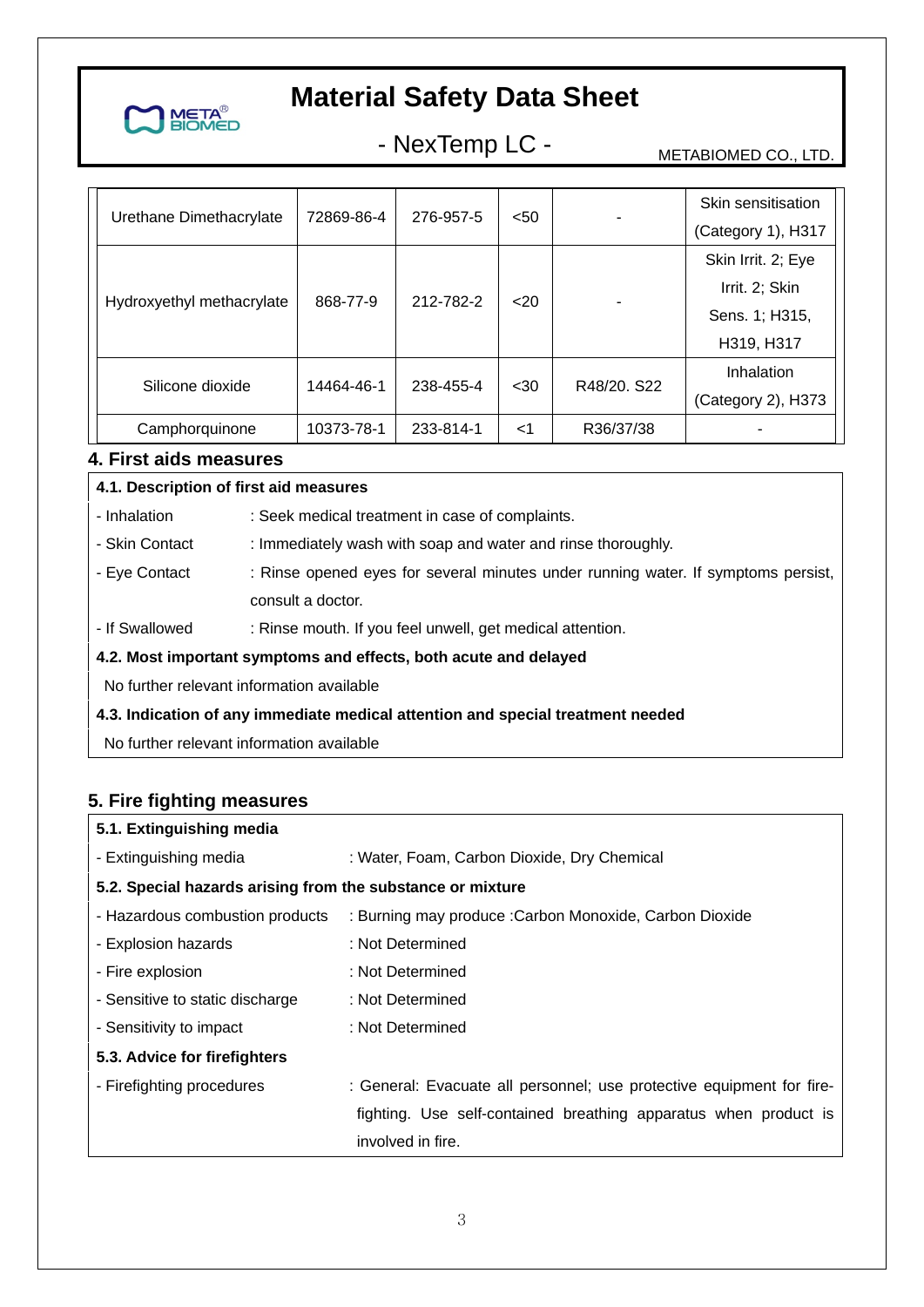| Urethane Dimethacrylate | 72869-86-4 | 276-957-5 | <50 | - | Skin sensitisation (Category 1), H317 |
|---|---|---|---|---|---|
| Hydroxyethyl methacrylate | 868-77-9 | 212-782-2 | <20 | - | Skin Irrit. 2; Eye Irrit. 2; Skin Sens. 1; H315, H319, H317 |
| Silicone dioxide | 14464-46-1 | 238-455-4 | <30 | R48/20. S22 | Inhalation (Category 2), H373 |
| Camphorquinone | 10373-78-1 | 233-814-1 | <1 | R36/37/38 | - |

## 4. First aids measures

**4.1. Description of first aid measures**

- Inhalation : Seek medical treatment in case of complaints.
- Skin Contact : Immediately wash with soap and water and rinse thoroughly.
- Eye Contact : Rinse opened eyes for several minutes under running water. If symptoms persist, consult a doctor.
- If Swallowed : Rinse mouth. If you feel unwell, get medical attention.

**4.2. Most important symptoms and effects, both acute and delayed**

No further relevant information available

**4.3. Indication of any immediate medical attention and special treatment needed**

No further relevant information available

## 5. Fire fighting measures

**5.1. Extinguishing media**

- Extinguishing media : Water, Foam, Carbon Dioxide, Dry Chemical

**5.2. Special hazards arising from the substance or mixture**

- Hazardous combustion products : Burning may produce :Carbon Monoxide, Carbon Dioxide
- Explosion hazards : Not Determined
- Fire explosion : Not Determined
- Sensitive to static discharge : Not Determined
- Sensitivity to impact : Not Determined

**5.3. Advice for firefighters**

- Firefighting procedures : General: Evacuate all personnel; use protective equipment for fire-fighting. Use self-contained breathing apparatus when product is involved in fire.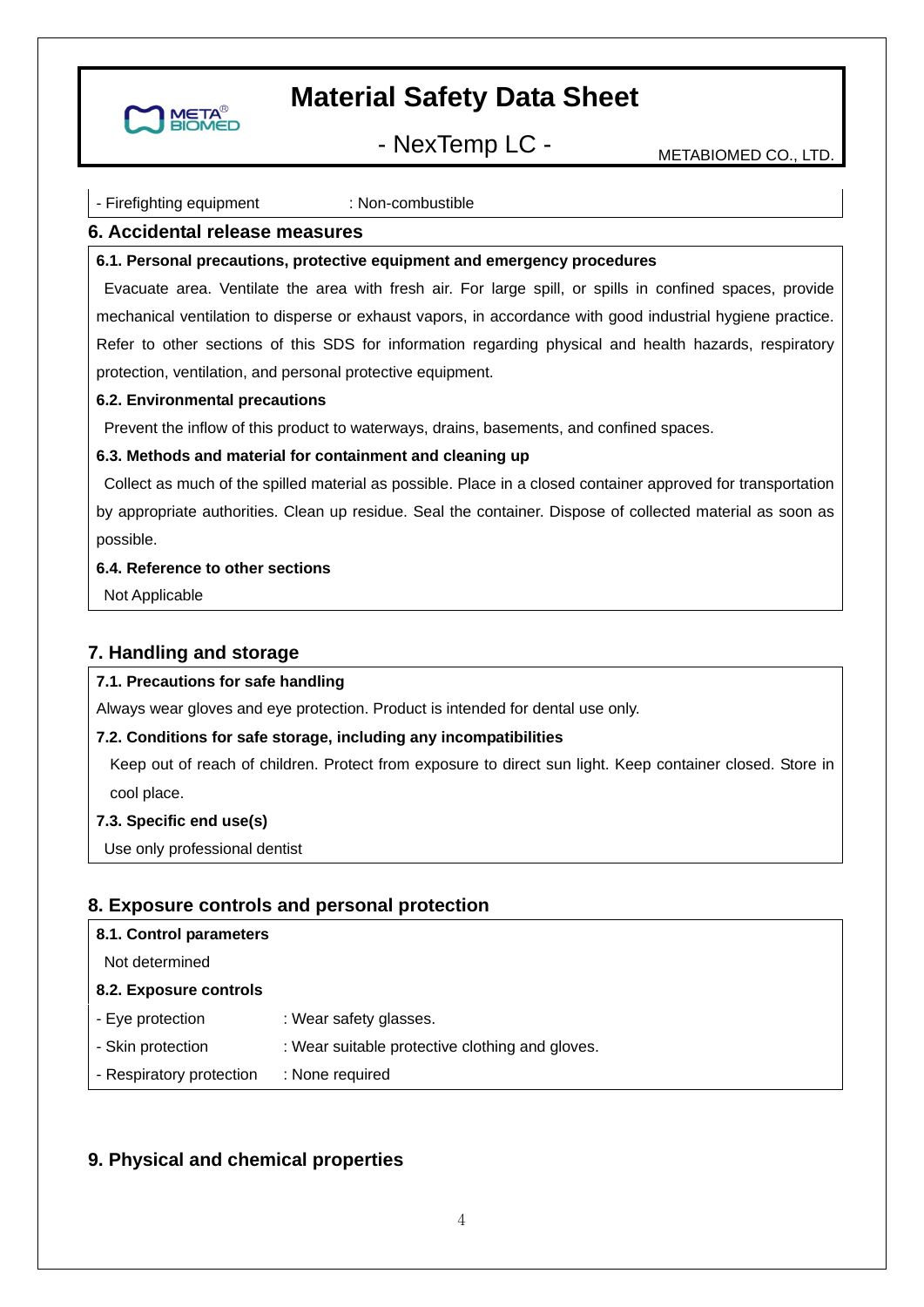- Firefighting equipment : Non-combustible

## 6. Accidental release measures

**6.1. Personal precautions, protective equipment and emergency procedures**

Evacuate area. Ventilate the area with fresh air. For large spill, or spills in confined spaces, provide mechanical ventilation to disperse or exhaust vapors, in accordance with good industrial hygiene practice. Refer to other sections of this SDS for information regarding physical and health hazards, respiratory protection, ventilation, and personal protective equipment.

**6.2. Environmental precautions**

Prevent the inflow of this product to waterways, drains, basements, and confined spaces.

**6.3. Methods and material for containment and cleaning up**

Collect as much of the spilled material as possible. Place in a closed container approved for transportation by appropriate authorities. Clean up residue. Seal the container. Dispose of collected material as soon as possible.

**6.4. Reference to other sections**

Not Applicable

## 7. Handling and storage

**7.1. Precautions for safe handling**

Always wear gloves and eye protection. Product is intended for dental use only.

**7.2. Conditions for safe storage, including any incompatibilities**

Keep out of reach of children. Protect from exposure to direct sun light. Keep container closed. Store in cool place.

**7.3. Specific end use(s)**

Use only professional dentist

## 8. Exposure controls and personal protection

**8.1. Control parameters**

Not determined

**8.2. Exposure controls**

- Eye protection : Wear safety glasses.
- Skin protection : Wear suitable protective clothing and gloves.
- Respiratory protection : None required

## 9. Physical and chemical properties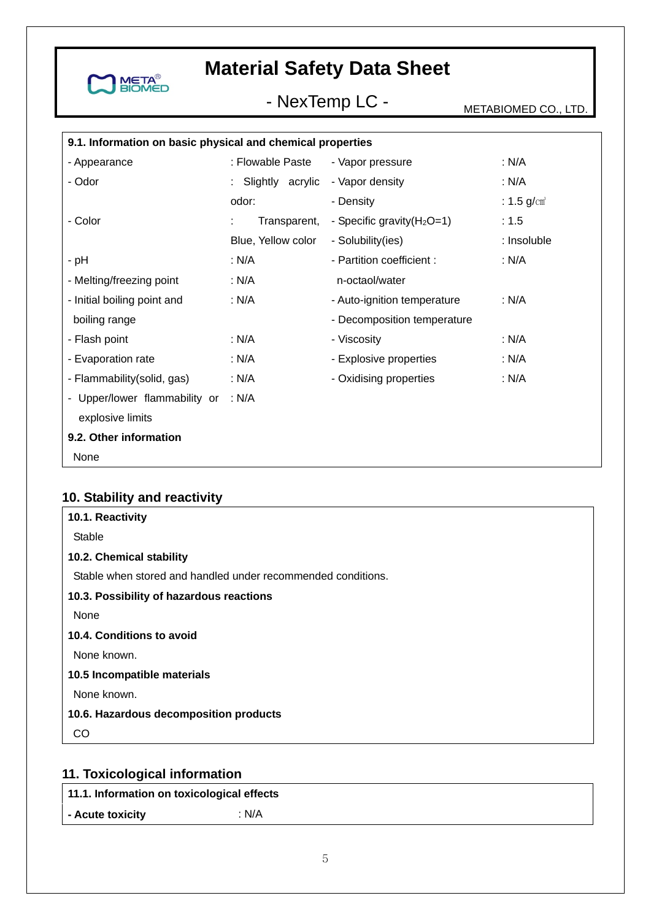### 9.1. Information on basic physical and chemical properties

| | | | |
|---|---|---|---|
| - Appearance | : Flowable Paste | - Vapor pressure | : N/A |
| - Odor | : Slightly acrylic odor: | - Vapor density | : N/A |
| | | - Density | : 1.5 g/㎤ |
| - Color | : Transparent, Blue, Yellow color | - Specific gravity($H_2O$=1) | : 1.5 |
| | | - Solubility(ies) | : Insoluble |
| - pH | : N/A | - Partition coefficient : n-octaol/water | : N/A |
| - Melting/freezing point | : N/A | | |
| - Initial boiling point and boiling range | : N/A | - Auto-ignition temperature | : N/A |
| | | - Decomposition temperature | |
| - Flash point | : N/A | - Viscosity | : N/A |
| - Evaporation rate | : N/A | - Explosive properties | : N/A |
| - Flammability(solid, gas) | : N/A | - Oxidising properties | : N/A |
| - Upper/lower flammability or explosive limits | : N/A | | |

### 9.2. Other information

None

## 10. Stability and reactivity

### 10.1. Reactivity

Stable

### 10.2. Chemical stability

Stable when stored and handled under recommended conditions.

### 10.3. Possibility of hazardous reactions

None

### 10.4. Conditions to avoid

None known.

### 10.5 Incompatible materials

None known.

### 10.6. Hazardous decomposition products

CO

## 11. Toxicological information

### 11.1. Information on toxicological effects

**- Acute toxicity** : N/A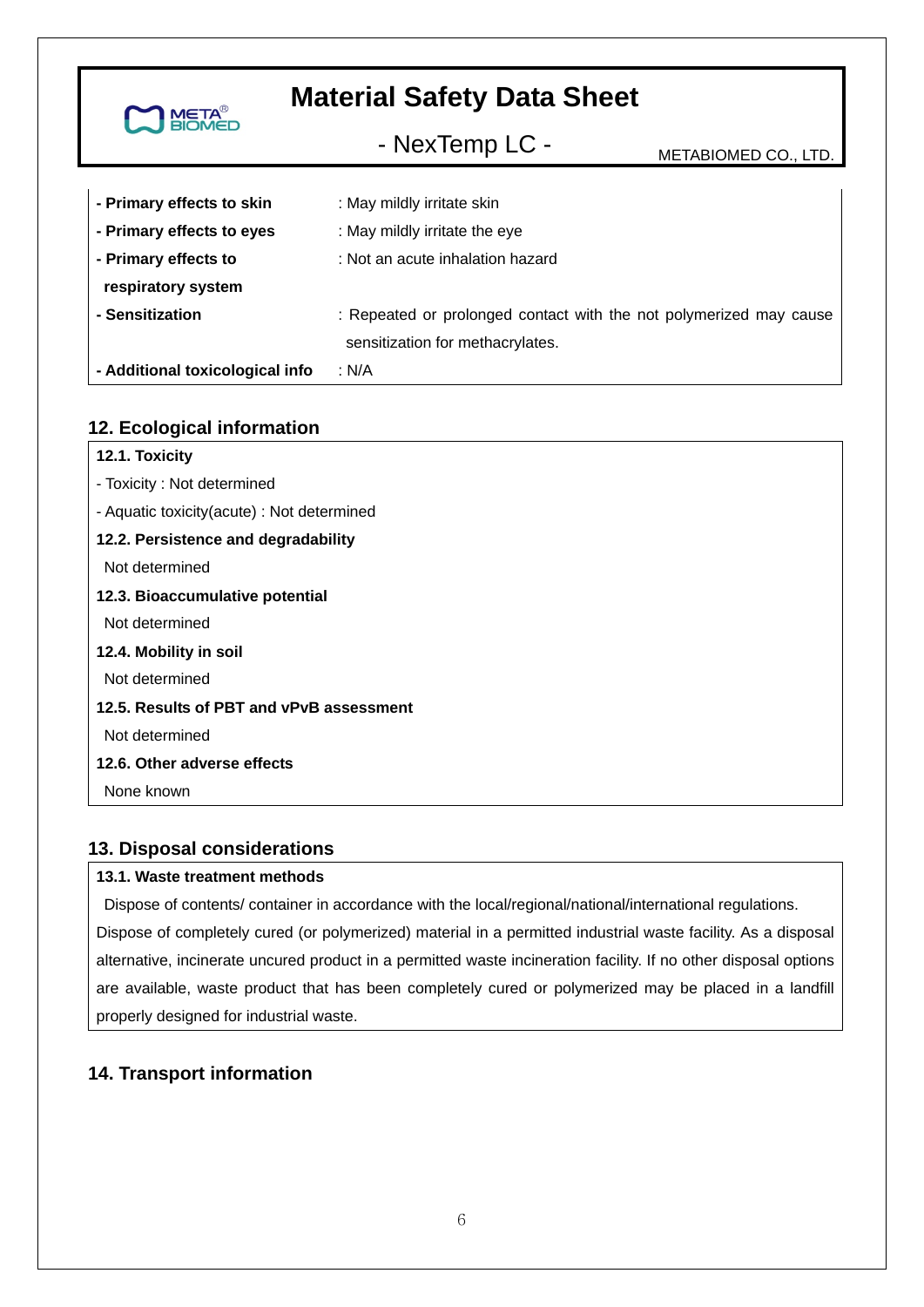| | |
|---|---|
| **- Primary effects to skin** | : May mildly irritate skin |
| **- Primary effects to eyes** | : May mildly irritate the eye |
| **- Primary effects to respiratory system** | : Not an acute inhalation hazard |
| **- Sensitization** | : Repeated or prolonged contact with the not polymerized may cause sensitization for methacrylates. |
| **- Additional toxicological info** | : N/A |

## 12. Ecological information

**12.1. Toxicity**

- Toxicity : Not determined
- Aquatic toxicity(acute) : Not determined

**12.2. Persistence and degradability**

Not determined

**12.3. Bioaccumulative potential**

Not determined

**12.4. Mobility in soil**

Not determined

**12.5. Results of PBT and vPvB assessment**

Not determined

**12.6. Other adverse effects**

None known

## 13. Disposal considerations

**13.1. Waste treatment methods**

Dispose of contents/ container in accordance with the local/regional/national/international regulations. Dispose of completely cured (or polymerized) material in a permitted industrial waste facility. As a disposal alternative, incinerate uncured product in a permitted waste incineration facility. If no other disposal options are available, waste product that has been completely cured or polymerized may be placed in a landfill properly designed for industrial waste.

## 14. Transport information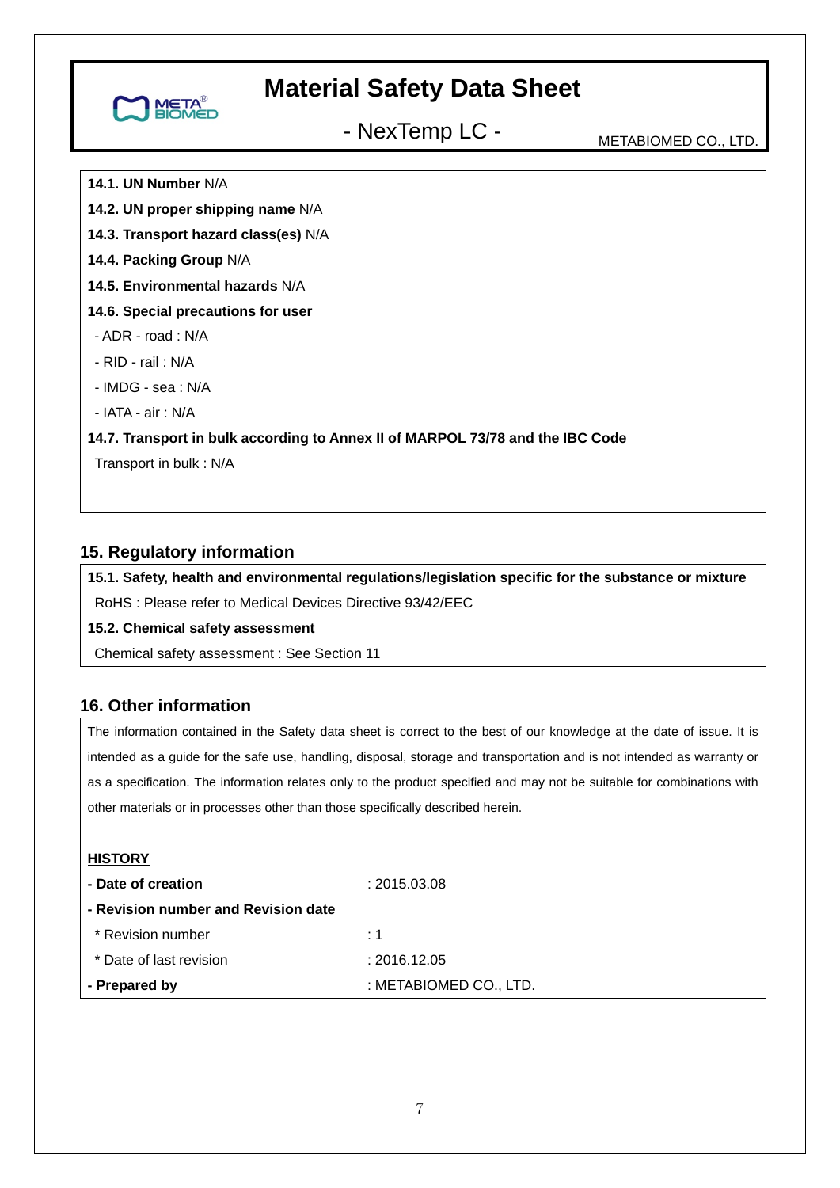**14.1. UN Number** N/A

**14.2. UN proper shipping name** N/A

**14.3. Transport hazard class(es)** N/A

**14.4. Packing Group** N/A

**14.5. Environmental hazards** N/A

**14.6. Special precautions for user**

- ADR - road : N/A
- RID - rail : N/A
- IMDG - sea : N/A
- IATA - air : N/A

**14.7. Transport in bulk according to Annex II of MARPOL 73/78 and the IBC Code**

Transport in bulk : N/A

## 15. Regulatory information

**15.1. Safety, health and environmental regulations/legislation specific for the substance or mixture**

RoHS : Please refer to Medical Devices Directive 93/42/EEC

**15.2. Chemical safety assessment**

Chemical safety assessment : See Section 11

## 16. Other information

The information contained in the Safety data sheet is correct to the best of our knowledge at the date of issue. It is intended as a guide for the safe use, handling, disposal, storage and transportation and is not intended as warranty or as a specification. The information relates only to the product specified and may not be suitable for combinations with other materials or in processes other than those specifically described herein.

**HISTORY**

| | |
|---|---|
| **- Date of creation** | : 2015.03.08 |
| **- Revision number and Revision date** | |
| * Revision number | : 1 |
| * Date of last revision | : 2016.12.05 |
| **- Prepared by** | : METABIOMED CO., LTD. |